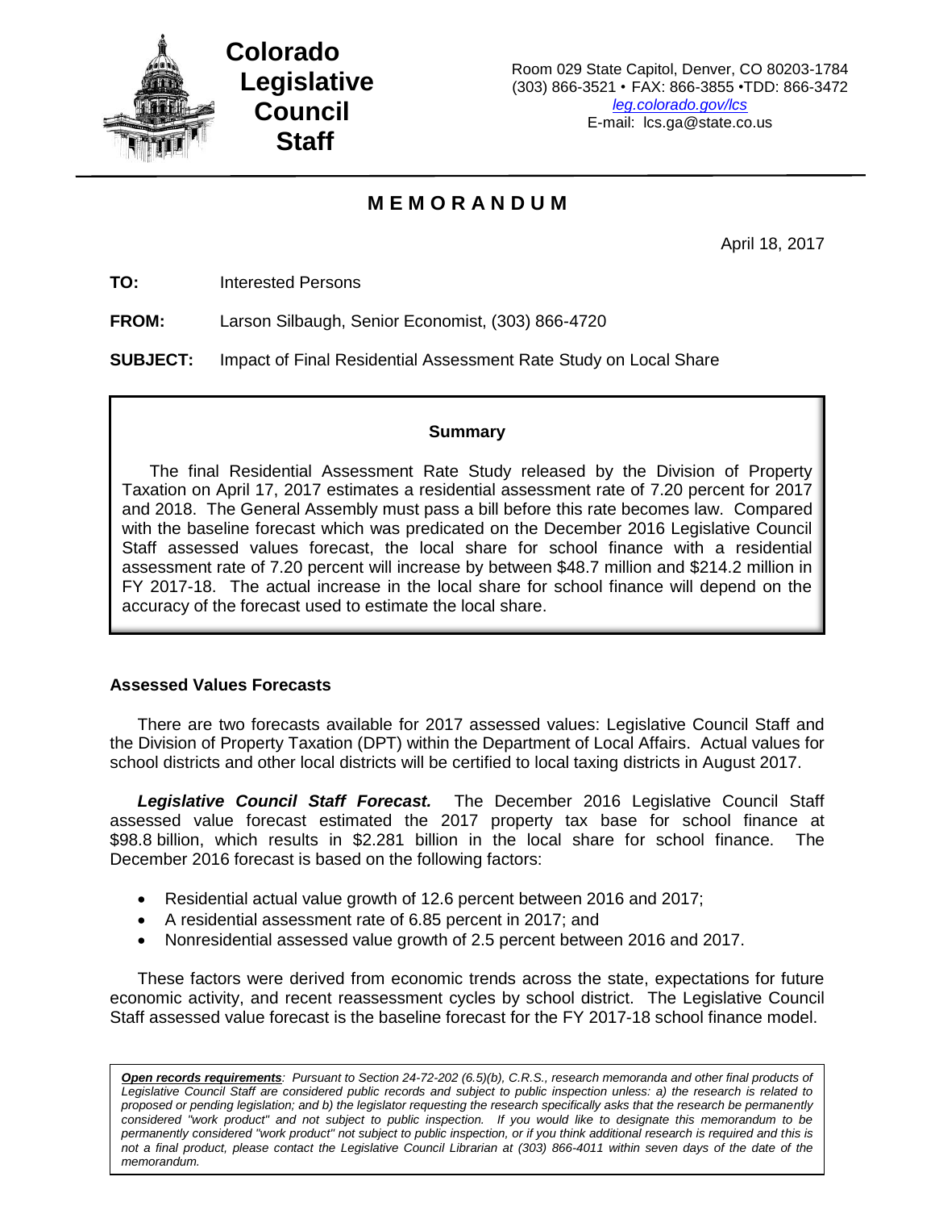**Colorado Legislative Council Staff**

Room 029 State Capitol, Denver, CO 80203-1784
(303) 866-3521 • FAX: 866-3855 •TDD: 866-3472
*leg.colorado.gov/lcs*
E-mail: lcs.ga@state.co.us

# MEMORANDUM

April 18, 2017

**TO:** Interested Persons

**FROM:** Larson Silbaugh, Senior Economist, (303) 866-4720

**SUBJECT:** Impact of Final Residential Assessment Rate Study on Local Share

**Summary**

The final Residential Assessment Rate Study released by the Division of Property Taxation on April 17, 2017 estimates a residential assessment rate of 7.20 percent for 2017 and 2018. The General Assembly must pass a bill before this rate becomes law. Compared with the baseline forecast which was predicated on the December 2016 Legislative Council Staff assessed values forecast, the local share for school finance with a residential assessment rate of 7.20 percent will increase by between $48.7 million and $214.2 million in FY 2017-18. The actual increase in the local share for school finance will depend on the accuracy of the forecast used to estimate the local share.

## Assessed Values Forecasts

There are two forecasts available for 2017 assessed values: Legislative Council Staff and the Division of Property Taxation (DPT) within the Department of Local Affairs. Actual values for school districts and other local districts will be certified to local taxing districts in August 2017.

***Legislative Council Staff Forecast.*** The December 2016 Legislative Council Staff assessed value forecast estimated the 2017 property tax base for school finance at $98.8 billion, which results in $2.281 billion in the local share for school finance. The December 2016 forecast is based on the following factors:

- Residential actual value growth of 12.6 percent between 2016 and 2017;
- A residential assessment rate of 6.85 percent in 2017; and
- Nonresidential assessed value growth of 2.5 percent between 2016 and 2017.

These factors were derived from economic trends across the state, expectations for future economic activity, and recent reassessment cycles by school district. The Legislative Council Staff assessed value forecast is the baseline forecast for the FY 2017-18 school finance model.

***Open records requirements**: Pursuant to Section 24-72-202 (6.5)(b), C.R.S., research memoranda and other final products of Legislative Council Staff are considered public records and subject to public inspection unless: a) the research is related to proposed or pending legislation; and b) the legislator requesting the research specifically asks that the research be permanently considered "work product" and not subject to public inspection. If you would like to designate this memorandum to be permanently considered "work product" not subject to public inspection, or if you think additional research is required and this is not a final product, please contact the Legislative Council Librarian at (303) 866-4011 within seven days of the date of the memorandum.*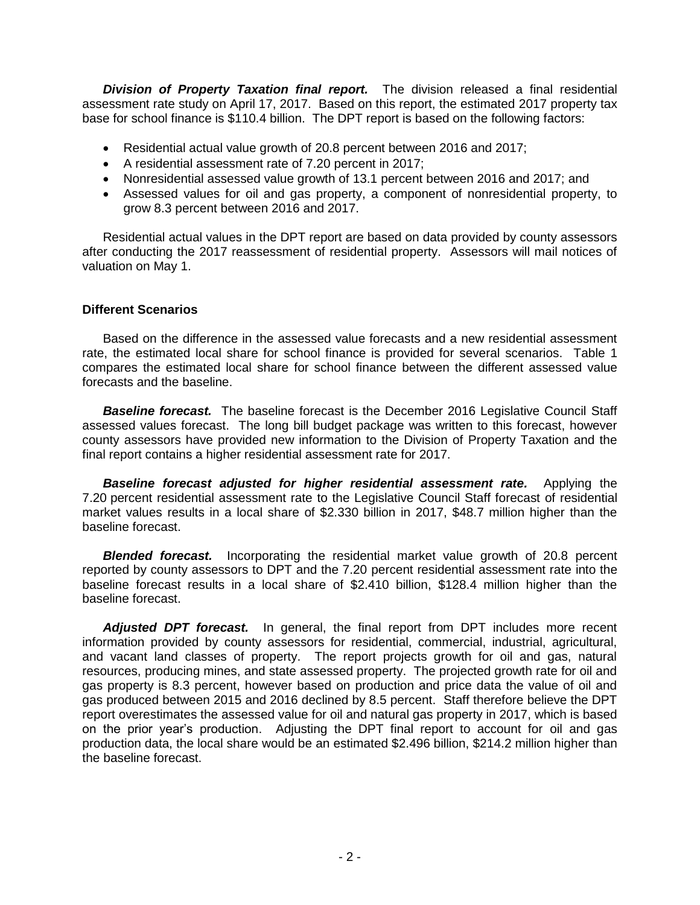***Division of Property Taxation final report.*** The division released a final residential assessment rate study on April 17, 2017. Based on this report, the estimated 2017 property tax base for school finance is $110.4 billion. The DPT report is based on the following factors:

- Residential actual value growth of 20.8 percent between 2016 and 2017;
- A residential assessment rate of 7.20 percent in 2017;
- Nonresidential assessed value growth of 13.1 percent between 2016 and 2017; and
- Assessed values for oil and gas property, a component of nonresidential property, to grow 8.3 percent between 2016 and 2017.

Residential actual values in the DPT report are based on data provided by county assessors after conducting the 2017 reassessment of residential property. Assessors will mail notices of valuation on May 1.

**Different Scenarios**

Based on the difference in the assessed value forecasts and a new residential assessment rate, the estimated local share for school finance is provided for several scenarios. Table 1 compares the estimated local share for school finance between the different assessed value forecasts and the baseline.

***Baseline forecast.*** The baseline forecast is the December 2016 Legislative Council Staff assessed values forecast. The long bill budget package was written to this forecast, however county assessors have provided new information to the Division of Property Taxation and the final report contains a higher residential assessment rate for 2017.

***Baseline forecast adjusted for higher residential assessment rate.*** Applying the 7.20 percent residential assessment rate to the Legislative Council Staff forecast of residential market values results in a local share of $2.330 billion in 2017, $48.7 million higher than the baseline forecast.

***Blended forecast.*** Incorporating the residential market value growth of 20.8 percent reported by county assessors to DPT and the 7.20 percent residential assessment rate into the baseline forecast results in a local share of $2.410 billion, $128.4 million higher than the baseline forecast.

***Adjusted DPT forecast.*** In general, the final report from DPT includes more recent information provided by county assessors for residential, commercial, industrial, agricultural, and vacant land classes of property. The report projects growth for oil and gas, natural resources, producing mines, and state assessed property. The projected growth rate for oil and gas property is 8.3 percent, however based on production and price data the value of oil and gas produced between 2015 and 2016 declined by 8.5 percent. Staff therefore believe the DPT report overestimates the assessed value for oil and natural gas property in 2017, which is based on the prior year's production. Adjusting the DPT final report to account for oil and gas production data, the local share would be an estimated $2.496 billion, $214.2 million higher than the baseline forecast.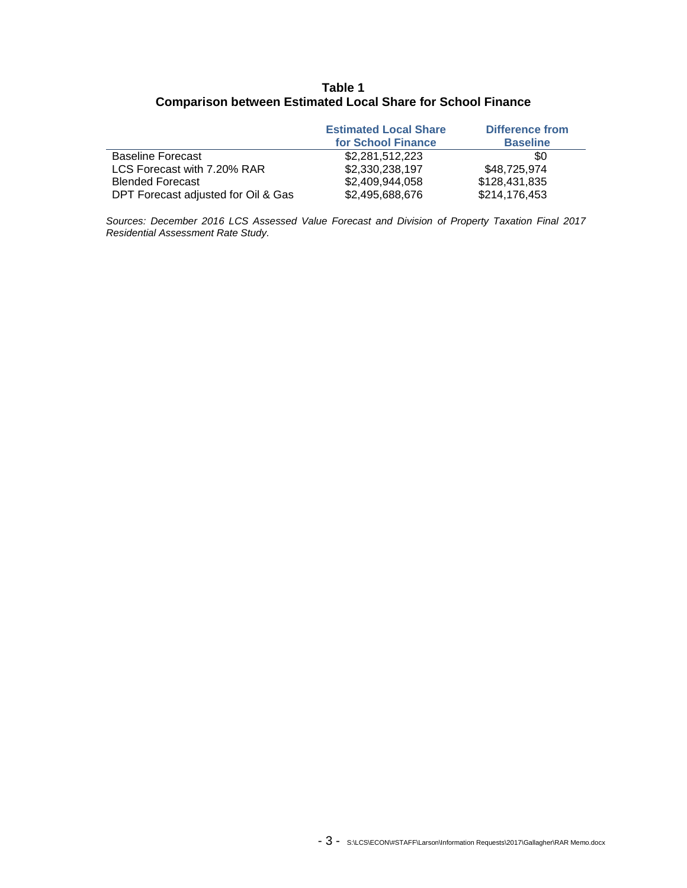**Table 1**
**Comparison between Estimated Local Share for School Finance**

| | Estimated Local Share for School Finance | Difference from Baseline |
|---|---|---|
| Baseline Forecast | $2,281,512,223 | $0 |
| LCS Forecast with 7.20% RAR | $2,330,238,197 | $48,725,974 |
| Blended Forecast | $2,409,944,058 | $128,431,835 |
| DPT Forecast adjusted for Oil & Gas | $2,495,688,676 | $214,176,453 |

*Sources: December 2016 LCS Assessed Value Forecast and Division of Property Taxation Final 2017 Residential Assessment Rate Study.*